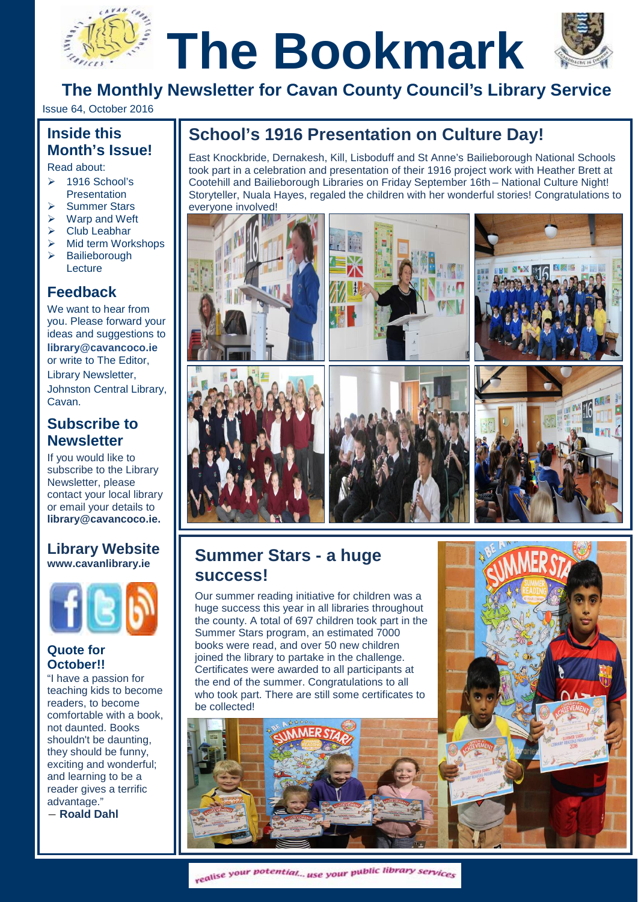# The Bookmark

## The Monthly Newsletter for Cavan County Council's Library Service

Issue 64, October 2016

### Inside this Month's Issue!

Read about:

- 1916 School's Presentation
- Summer Stars
- Warp and Weft
- Club Leabhar
- Mid term Workshops
- Bailieborough Lecture

### Feedback

We want to hear from you. Please forward your ideas and suggestions to **library@cavancoco.ie** or write to The Editor, Library Newsletter, Johnston Central Library, Cavan.

### Subscribe to Newsletter

If you would like to subscribe to the Library Newsletter, please contact your local library or email your details to **library@cavancoco.ie.**

### Library Website

**www.cavanlibrary.ie**

### Quote for October!!

"I have a passion for teaching kids to become readers, to become comfortable with a book, not daunted. Books shouldn't be daunting, they should be funny, exciting and wonderful; and learning to be a reader gives a terrific advantage."
― **Roald Dahl**

## School's 1916 Presentation on Culture Day!

East Knockbride, Dernakesh, Kill, Lisboduff and St Anne's Bailieborough National Schools took part in a celebration and presentation of their 1916 project work with Heather Brett at Cootehill and Bailieborough Libraries on Friday September 16th – National Culture Night! Storyteller, Nuala Hayes, regaled the children with her wonderful stories! Congratulations to everyone involved!

## Summer Stars - a huge success!

Our summer reading initiative for children was a huge success this year in all libraries throughout the county. A total of 697 children took part in the Summer Stars program, an estimated 7000 books were read, and over 50 new children joined the library to partake in the challenge. Certificates were awarded to all participants at the end of the summer. Congratulations to all who took part. There are still some certificates to be collected!

*realise your potential... use your public library services*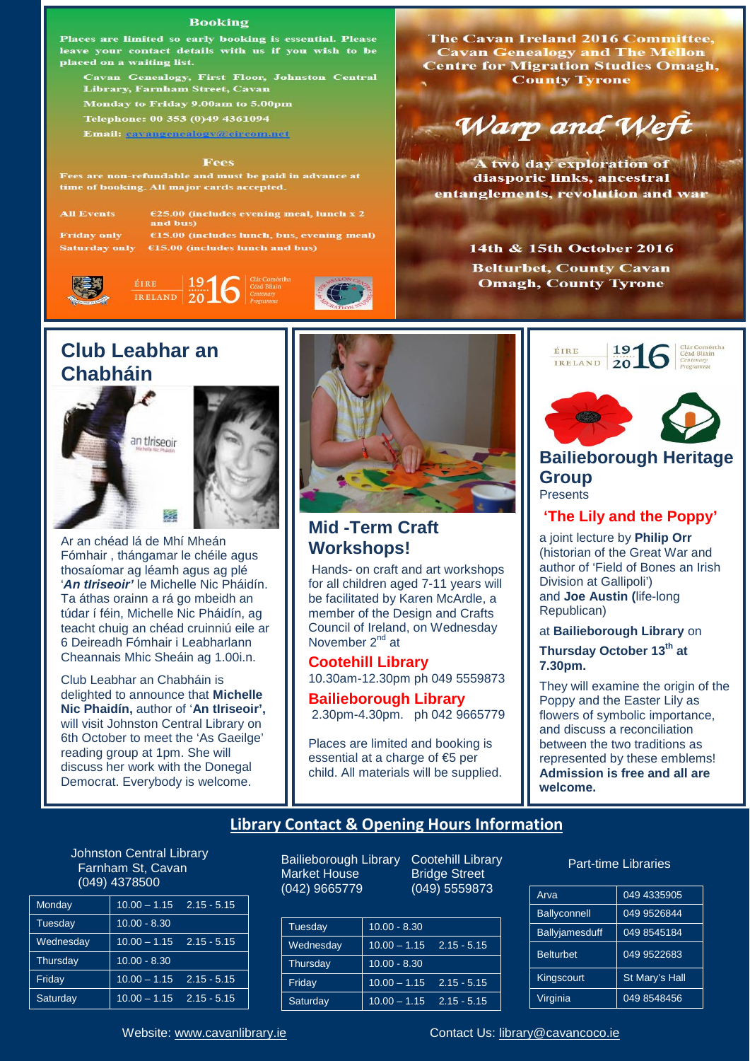## Booking

Places are limited so early booking is essential. Please leave your contact details with us if you wish to be placed on a waiting list.

Cavan Genealogy, First Floor, Johnston Central Library, Farnham Street, Cavan

Monday to Friday 9.00am to 5.00pm

Telephone: 00 353 (0)49 4361094

Email: cavangenealogy@eircom.net

## Fees

Fees are non-refundable and must be paid in advance at time of booking. All major cards accepted.

| | |
|---|---|
| All Events | €25.00 (includes evening meal, lunch x 2 and bus) |
| Friday only | €15.00 (includes lunch, bus, evening meal) |
| Saturday only | €15.00 (includes lunch and bus) |

ÉIRE IRELAND 1916 2016 Clár Comórtha Céad Bliain Centenary Programme

The Cavan Ireland 2016 Committee, Cavan Genealogy and The Mellon Centre for Migration Studies Omagh, County Tyrone

# Warp and Weft

A two day exploration of diasporic links, ancestral entanglements, revolution and war

14th & 15th October 2016

Belturbet, County Cavan
Omagh, County Tyrone

## Club Leabhar an Chabháin

Ar an chéad lá de Mhí Mheán Fómhair , thángamar le chéile agus thosaíomar ag léamh agus ag plé '*An tIriseoir'* le Michelle Nic Pháidín. Ta áthas orainn a rá go mbeidh an túdar í féin, Michelle Nic Pháidín, ag teacht chuig an chéad cruinniú eile ar 6 Deireadh Fómhair i Leabharlann Cheannais Mhic Sheáin ag 1.00i.n.

Club Leabhar an Chabháin is delighted to announce that **Michelle Nic Phaidín,** author of '**An tIriseoir',** will visit Johnston Central Library on 6th October to meet the 'As Gaeilge' reading group at 1pm. She will discuss her work with the Donegal Democrat. Everybody is welcome.

## Mid -Term Craft Workshops!

Hands- on craft and art workshops for all children aged 7-11 years will be facilitated by Karen McArdle, a member of the Design and Crafts Council of Ireland, on Wednesday November 2nd at

### Cootehill Library
10.30am-12.30pm ph 049 5559873

### Bailieborough Library
2.30pm-4.30pm. ph 042 9665779

Places are limited and booking is essential at a charge of €5 per child. All materials will be supplied.

ÉIRE IRELAND 1916 2016 Clár Comórtha Céad Bliain Centenary Programme

## Bailieborough Heritage Group

Presents

### 'The Lily and the Poppy'

a joint lecture by **Philip Orr** (historian of the Great War and author of 'Field of Bones an Irish Division at Gallipoli') and **Joe Austin (**life-long Republican)

at **Bailieborough Library** on

**Thursday October 13th at 7.30pm.**

They will examine the origin of the Poppy and the Easter Lily as flowers of symbolic importance, and discuss a reconciliation between the two traditions as represented by these emblems! **Admission is free and all are welcome.**

## Library Contact & Opening Hours Information

Johnston Central Library
Farnham St, Cavan
(049) 4378500

| | | |
|---|---|---|
| Monday | 10.00 – 1.15 | 2.15 - 5.15 |
| Tuesday | 10.00 - 8.30 | |
| Wednesday | 10.00 – 1.15 | 2.15 - 5.15 |
| Thursday | 10.00 - 8.30 | |
| Friday | 10.00 – 1.15 | 2.15 - 5.15 |
| Saturday | 10.00 – 1.15 | 2.15 - 5.15 |

Bailieborough Library
Market House
(042) 9665779

Cootehill Library
Bridge Street
(049) 5559873

| | | |
|---|---|---|
| Tuesday | 10.00 - 8.30 | |
| Wednesday | 10.00 – 1.15 | 2.15 - 5.15 |
| Thursday | 10.00 - 8.30 | |
| Friday | 10.00 – 1.15 | 2.15 - 5.15 |
| Saturday | 10.00 – 1.15 | 2.15 - 5.15 |

Part-time Libraries

| | |
|---|---|
| Arva | 049 4335905 |
| Ballyconnell | 049 9526844 |
| Ballyjamesduff | 049 8545184 |
| Belturbet | 049 9522683 |
| Kingscourt | St Mary's Hall |
| Virginia | 049 8548456 |

Website: www.cavanlibrary.ie

Contact Us: library@cavancoco.ie